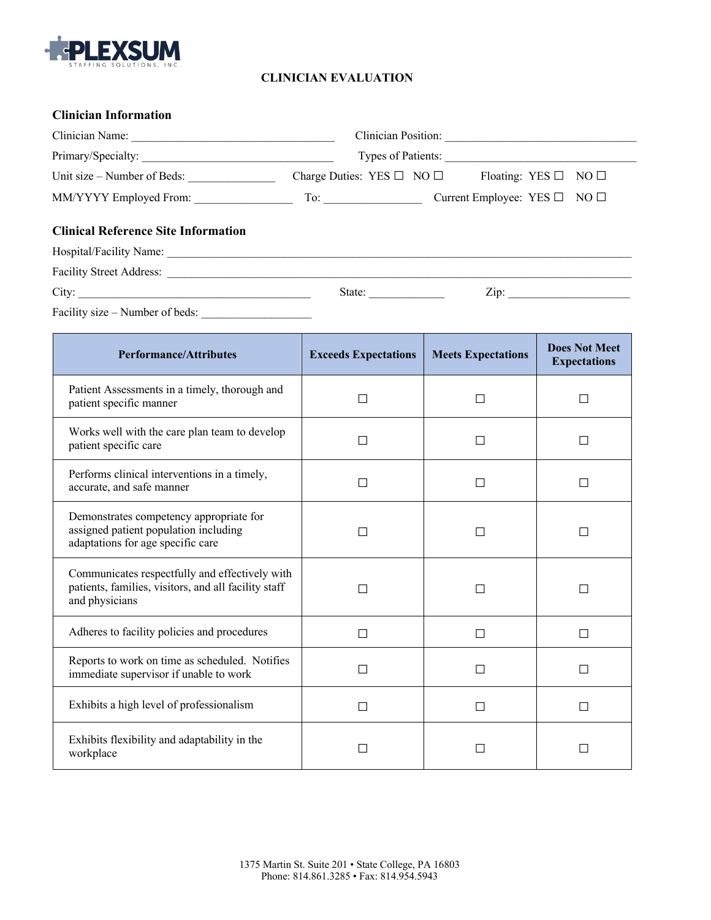PLEXSUM
STAFFING SOLUTIONS, INC.

# CLINICIAN EVALUATION

## Clinician Information

Clinician Name: ______________________________ Clinician Position: ______________________________

Primary/Specialty: ______________________________ Types of Patients: ______________________________

Unit size – Number of Beds: _____________ Charge Duties: YES ☐ NO ☐ Floating: YES ☐ NO ☐

MM/YYYY Employed From: _______________ To: _______________ Current Employee: YES ☐ NO ☐

## Clinical Reference Site Information

Hospital/Facility Name: ______________________________________________________________________

Facility Street Address: ______________________________________________________________________

City: ____________________________________ State: ___________ Zip: __________________

Facility size – Number of beds: _________________

| Performance/Attributes | Exceeds Expectations | Meets Expectations | Does Not Meet Expectations |
|---|---|---|---|
| Patient Assessments in a timely, thorough and patient specific manner | ☐ | ☐ | ☐ |
| Works well with the care plan team to develop patient specific care | ☐ | ☐ | ☐ |
| Performs clinical interventions in a timely, accurate, and safe manner | ☐ | ☐ | ☐ |
| Demonstrates competency appropriate for assigned patient population including adaptations for age specific care | ☐ | ☐ | ☐ |
| Communicates respectfully and effectively with patients, families, visitors, and all facility staff and physicians | ☐ | ☐ | ☐ |
| Adheres to facility policies and procedures | ☐ | ☐ | ☐ |
| Reports to work on time as scheduled. Notifies immediate supervisor if unable to work | ☐ | ☐ | ☐ |
| Exhibits a high level of professionalism | ☐ | ☐ | ☐ |
| Exhibits flexibility and adaptability in the workplace | ☐ | ☐ | ☐ |

1375 Martin St. Suite 201 • State College, PA 16803
Phone: 814.861.3285 • Fax: 814.954.5943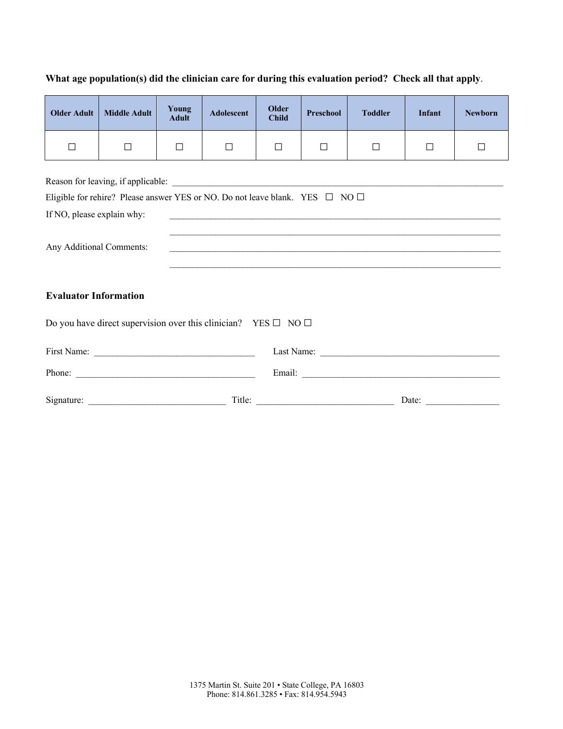**What age population(s) did the clinician care for during this evaluation period? Check all that apply**.

| Older Adult | Middle Adult | Young Adult | Adolescent | Older Child | Preschool | Toddler | Infant | Newborn |
|---|---|---|---|---|---|---|---|---|
| ☐ | ☐ | ☐ | ☐ | ☐ | ☐ | ☐ | ☐ | ☐ |

Reason for leaving, if applicable: ___________________________________________________________________________

Eligible for rehire? Please answer YES or NO. Do not leave blank. YES ☐ NO ☐

If NO, please explain why: ___________________________________________________________________________

___________________________________________________________________________

Any Additional Comments: ___________________________________________________________________________

___________________________________________________________________________

**Evaluator Information**

Do you have direct supervision over this clinician? YES ☐ NO ☐

First Name: ____________________________________ Last Name: ________________________________________

Phone: __________________________________________ Email: ____________________________________________

Signature: ______________________________ Title: ______________________________ Date: ________________

1375 Martin St. Suite 201 • State College, PA 16803
Phone: 814.861.3285 • Fax: 814.954.5943